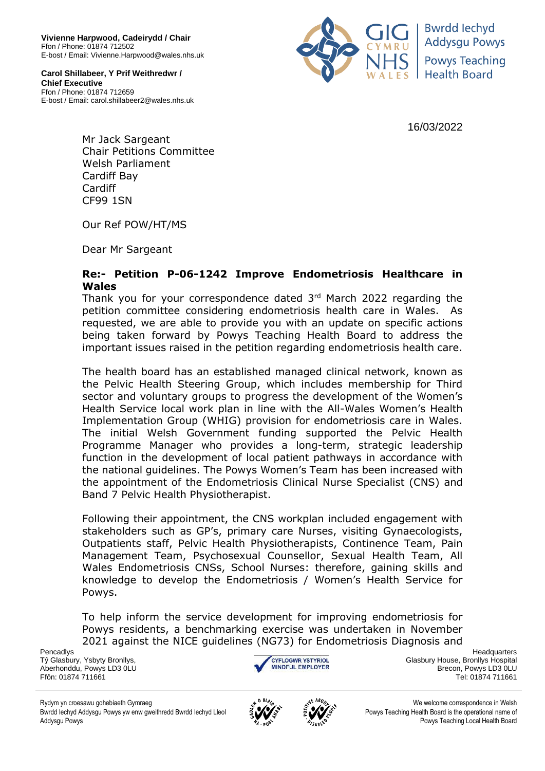**Vivienne Harpwood, Cadeirydd / Chair**
Ffon / Phone: 01874 712502
E-bost / Email: Vivienne.Harpwood@wales.nhs.uk

**Carol Shillabeer, Y Prif Weithredwr / Chief Executive**
Ffon / Phone: 01874 712659
E-bost / Email: carol.shillabeer2@wales.nhs.uk

GIG CYMRU NHS WALES | Bwrdd Iechyd Addysgu Powys | Powys Teaching Health Board

16/03/2022

Mr Jack Sargeant
Chair Petitions Committee
Welsh Parliament
Cardiff Bay
Cardiff
CF99 1SN

Our Ref POW/HT/MS

Dear Mr Sargeant

**Re:- Petition P-06-1242 Improve Endometriosis Healthcare in Wales**

Thank you for your correspondence dated 3rd March 2022 regarding the petition committee considering endometriosis health care in Wales. As requested, we are able to provide you with an update on specific actions being taken forward by Powys Teaching Health Board to address the important issues raised in the petition regarding endometriosis health care.

The health board has an established managed clinical network, known as the Pelvic Health Steering Group, which includes membership for Third sector and voluntary groups to progress the development of the Women's Health Service local work plan in line with the All-Wales Women's Health Implementation Group (WHIG) provision for endometriosis care in Wales. The initial Welsh Government funding supported the Pelvic Health Programme Manager who provides a long-term, strategic leadership function in the development of local patient pathways in accordance with the national guidelines. The Powys Women's Team has been increased with the appointment of the Endometriosis Clinical Nurse Specialist (CNS) and Band 7 Pelvic Health Physiotherapist.

Following their appointment, the CNS workplan included engagement with stakeholders such as GP's, primary care Nurses, visiting Gynaecologists, Outpatients staff, Pelvic Health Physiotherapists, Continence Team, Pain Management Team, Psychosexual Counsellor, Sexual Health Team, All Wales Endometriosis CNSs, School Nurses: therefore, gaining skills and knowledge to develop the Endometriosis / Women's Health Service for Powys.

To help inform the service development for improving endometriosis for Powys residents, a benchmarking exercise was undertaken in November 2021 against the NICE guidelines (NG73) for Endometriosis Diagnosis and

Pencadlys
Tŷ Glasbury, Ysbyty Bronllys,
Aberhonddu, Powys LD3 0LU
Ffôn: 01874 711661

CYFLOGWR YSTYRIOL MINDFUL EMPLOYER

Headquarters
Glasbury House, Bronllys Hospital
Brecon, Powys LD3 0LU
Tel: 01874 711661

Rydym yn croesawu gohebiaeth Gymraeg
Bwrdd Iechyd Addysgu Powys yw enw gweithredd Bwrdd Iechyd Lleol Addysgu Powys

We welcome correspondence in Welsh
Powys Teaching Health Board is the operational name of Powys Teaching Local Health Board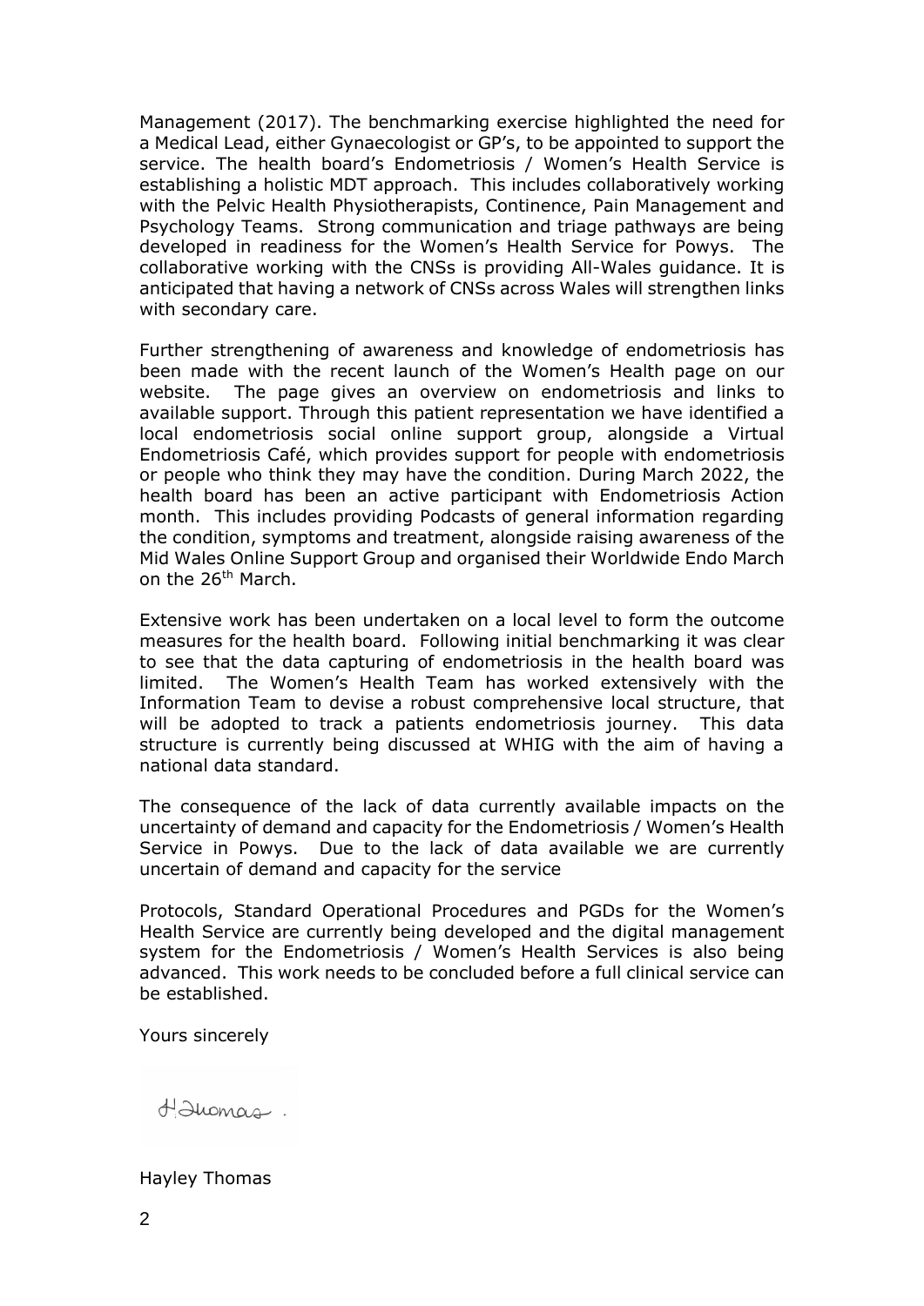Management (2017). The benchmarking exercise highlighted the need for a Medical Lead, either Gynaecologist or GP's, to be appointed to support the service. The health board's Endometriosis / Women's Health Service is establishing a holistic MDT approach. This includes collaboratively working with the Pelvic Health Physiotherapists, Continence, Pain Management and Psychology Teams. Strong communication and triage pathways are being developed in readiness for the Women's Health Service for Powys. The collaborative working with the CNSs is providing All-Wales guidance. It is anticipated that having a network of CNSs across Wales will strengthen links with secondary care.

Further strengthening of awareness and knowledge of endometriosis has been made with the recent launch of the Women's Health page on our website. The page gives an overview on endometriosis and links to available support. Through this patient representation we have identified a local endometriosis social online support group, alongside a Virtual Endometriosis Café, which provides support for people with endometriosis or people who think they may have the condition. During March 2022, the health board has been an active participant with Endometriosis Action month. This includes providing Podcasts of general information regarding the condition, symptoms and treatment, alongside raising awareness of the Mid Wales Online Support Group and organised their Worldwide Endo March on the 26th March.

Extensive work has been undertaken on a local level to form the outcome measures for the health board. Following initial benchmarking it was clear to see that the data capturing of endometriosis in the health board was limited. The Women's Health Team has worked extensively with the Information Team to devise a robust comprehensive local structure, that will be adopted to track a patients endometriosis journey. This data structure is currently being discussed at WHIG with the aim of having a national data standard.

The consequence of the lack of data currently available impacts on the uncertainty of demand and capacity for the Endometriosis / Women's Health Service in Powys. Due to the lack of data available we are currently uncertain of demand and capacity for the service

Protocols, Standard Operational Procedures and PGDs for the Women's Health Service are currently being developed and the digital management system for the Endometriosis / Women's Health Services is also being advanced. This work needs to be concluded before a full clinical service can be established.

Yours sincerely

H.Thomas.

Hayley Thomas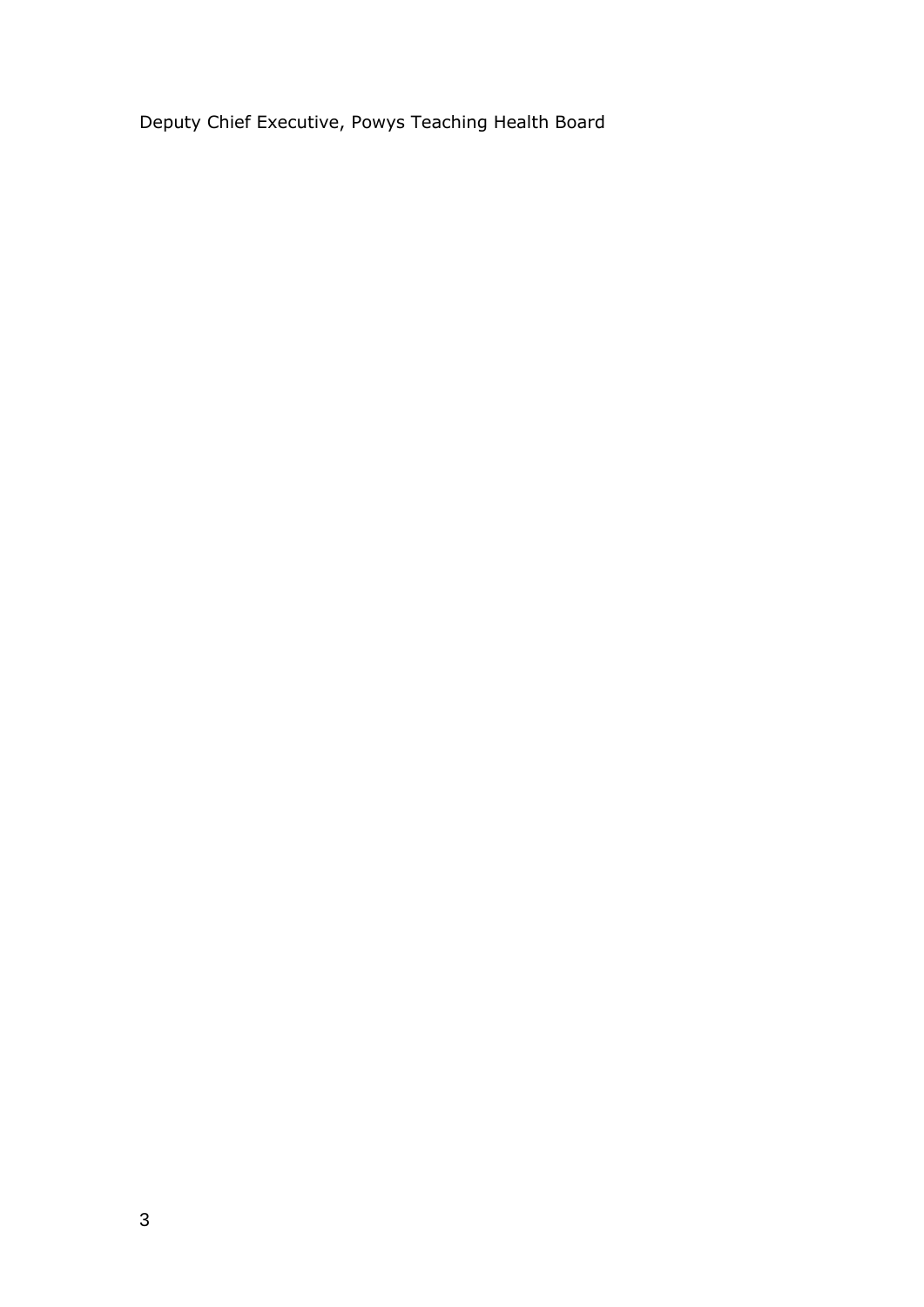Deputy Chief Executive, Powys Teaching Health Board